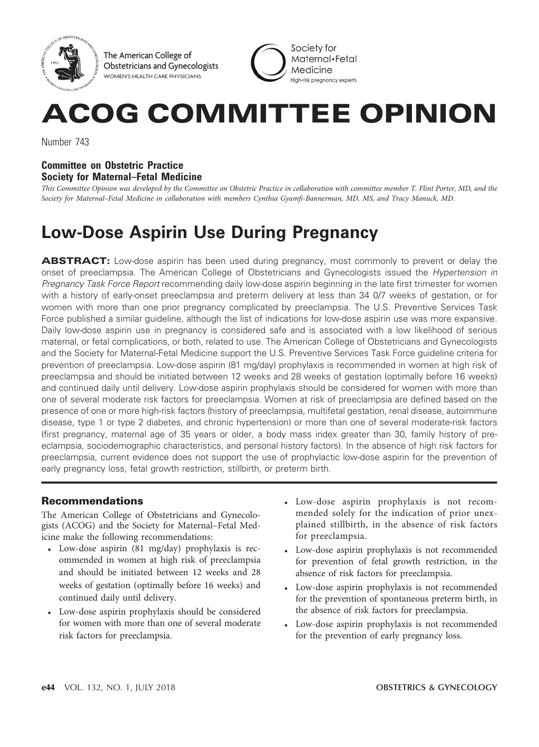The American College of Obstetricians and Gynecologists
WOMEN'S HEALTH CARE PHYSICIANS

Society for Maternal•Fetal Medicine
High-risk pregnancy experts

# ACOG COMMITTEE OPINION

Number 743

**Committee on Obstetric Practice**
**Society for Maternal–Fetal Medicine**

*This Committee Opinion was developed by the Committee on Obstetric Practice in collaboration with committee member T. Flint Porter, MD, and the Society for Maternal–Fetal Medicine in collaboration with members Cynthia Gyamfi-Bannerman, MD, MS, and Tracy Manuck, MD.*

# Low-Dose Aspirin Use During Pregnancy

**ABSTRACT:** Low-dose aspirin has been used during pregnancy, most commonly to prevent or delay the onset of preeclampsia. The American College of Obstetricians and Gynecologists issued the *Hypertension in Pregnancy Task Force Report* recommending daily low-dose aspirin beginning in the late first trimester for women with a history of early-onset preeclampsia and preterm delivery at less than 34 0/7 weeks of gestation, or for women with more than one prior pregnancy complicated by preeclampsia. The U.S. Preventive Services Task Force published a similar guideline, although the list of indications for low-dose aspirin use was more expansive. Daily low-dose aspirin use in pregnancy is considered safe and is associated with a low likelihood of serious maternal, or fetal complications, or both, related to use. The American College of Obstetricians and Gynecologists and the Society for Maternal-Fetal Medicine support the U.S. Preventive Services Task Force guideline criteria for prevention of preeclampsia. Low-dose aspirin (81 mg/day) prophylaxis is recommended in women at high risk of preeclampsia and should be initiated between 12 weeks and 28 weeks of gestation (optimally before 16 weeks) and continued daily until delivery. Low-dose aspirin prophylaxis should be considered for women with more than one of several moderate risk factors for preeclampsia. Women at risk of preeclampsia are defined based on the presence of one or more high-risk factors (history of preeclampsia, multifetal gestation, renal disease, autoimmune disease, type 1 or type 2 diabetes, and chronic hypertension) or more than one of several moderate-risk factors (first pregnancy, maternal age of 35 years or older, a body mass index greater than 30, family history of preeclampsia, sociodemographic characteristics, and personal history factors). In the absence of high risk factors for preeclampsia, current evidence does not support the use of prophylactic low-dose aspirin for the prevention of early pregnancy loss, fetal growth restriction, stillbirth, or preterm birth.

## Recommendations

The American College of Obstetricians and Gynecologists (ACOG) and the Society for Maternal–Fetal Medicine make the following recommendations:

- Low-dose aspirin (81 mg/day) prophylaxis is recommended in women at high risk of preeclampsia and should be initiated between 12 weeks and 28 weeks of gestation (optimally before 16 weeks) and continued daily until delivery.
- Low-dose aspirin prophylaxis should be considered for women with more than one of several moderate risk factors for preeclampsia.
- Low-dose aspirin prophylaxis is not recommended solely for the indication of prior unexplained stillbirth, in the absence of risk factors for preeclampsia.
- Low-dose aspirin prophylaxis is not recommended for prevention of fetal growth restriction, in the absence of risk factors for preeclampsia.
- Low-dose aspirin prophylaxis is not recommended for the prevention of spontaneous preterm birth, in the absence of risk factors for preeclampsia.
- Low-dose aspirin prophylaxis is not recommended for the prevention of early pregnancy loss.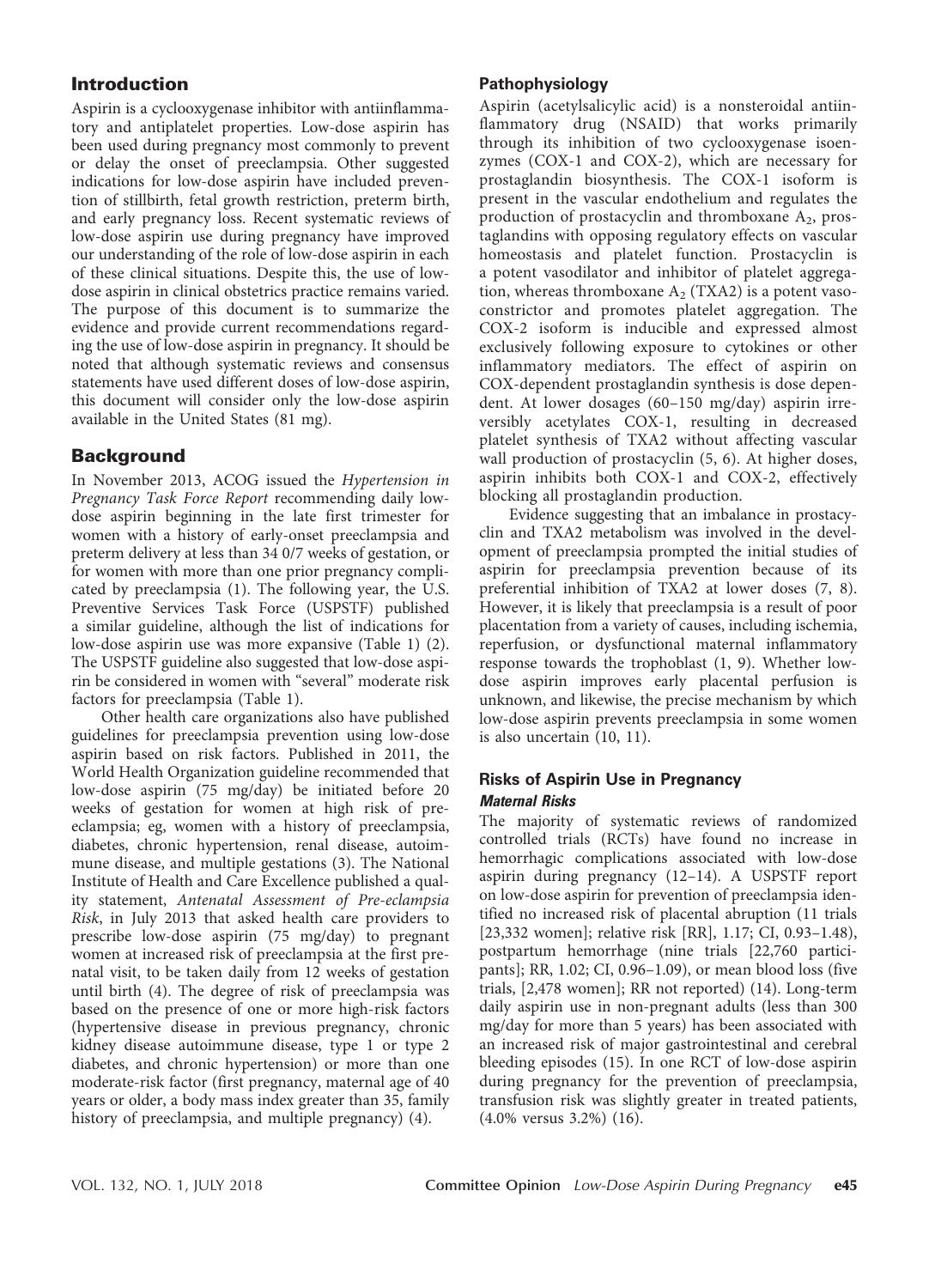## Introduction

Aspirin is a cyclooxygenase inhibitor with antiinflammatory and antiplatelet properties. Low-dose aspirin has been used during pregnancy most commonly to prevent or delay the onset of preeclampsia. Other suggested indications for low-dose aspirin have included prevention of stillbirth, fetal growth restriction, preterm birth, and early pregnancy loss. Recent systematic reviews of low-dose aspirin use during pregnancy have improved our understanding of the role of low-dose aspirin in each of these clinical situations. Despite this, the use of low-dose aspirin in clinical obstetrics practice remains varied. The purpose of this document is to summarize the evidence and provide current recommendations regarding the use of low-dose aspirin in pregnancy. It should be noted that although systematic reviews and consensus statements have used different doses of low-dose aspirin, this document will consider only the low-dose aspirin available in the United States (81 mg).

## Background

In November 2013, ACOG issued the *Hypertension in Pregnancy Task Force Report* recommending daily low-dose aspirin beginning in the late first trimester for women with a history of early-onset preeclampsia and preterm delivery at less than 34 0/7 weeks of gestation, or for women with more than one prior pregnancy complicated by preeclampsia (1). The following year, the U.S. Preventive Services Task Force (USPSTF) published a similar guideline, although the list of indications for low-dose aspirin use was more expansive (Table 1) (2). The USPSTF guideline also suggested that low-dose aspirin be considered in women with "several" moderate risk factors for preeclampsia (Table 1).

Other health care organizations also have published guidelines for preeclampsia prevention using low-dose aspirin based on risk factors. Published in 2011, the World Health Organization guideline recommended that low-dose aspirin (75 mg/day) be initiated before 20 weeks of gestation for women at high risk of preeclampsia; eg, women with a history of preeclampsia, diabetes, chronic hypertension, renal disease, autoimmune disease, and multiple gestations (3). The National Institute of Health and Care Excellence published a quality statement, *Antenatal Assessment of Pre-eclampsia Risk*, in July 2013 that asked health care providers to prescribe low-dose aspirin (75 mg/day) to pregnant women at increased risk of preeclampsia at the first prenatal visit, to be taken daily from 12 weeks of gestation until birth (4). The degree of risk of preeclampsia was based on the presence of one or more high-risk factors (hypertensive disease in previous pregnancy, chronic kidney disease autoimmune disease, type 1 or type 2 diabetes, and chronic hypertension) or more than one moderate-risk factor (first pregnancy, maternal age of 40 years or older, a body mass index greater than 35, family history of preeclampsia, and multiple pregnancy) (4).

### Pathophysiology

Aspirin (acetylsalicylic acid) is a nonsteroidal antiinflammatory drug (NSAID) that works primarily through its inhibition of two cyclooxygenase isoenzymes (COX-1 and COX-2), which are necessary for prostaglandin biosynthesis. The COX-1 isoform is present in the vascular endothelium and regulates the production of prostacyclin and thromboxane $A_2$, prostaglandins with opposing regulatory effects on vascular homeostasis and platelet function. Prostacyclin is a potent vasodilator and inhibitor of platelet aggregation, whereas thromboxane $A_2$ (TXA2) is a potent vasoconstrictor and promotes platelet aggregation. The COX-2 isoform is inducible and expressed almost exclusively following exposure to cytokines or other inflammatory mediators. The effect of aspirin on COX-dependent prostaglandin synthesis is dose dependent. At lower dosages (60–150 mg/day) aspirin irreversibly acetylates COX-1, resulting in decreased platelet synthesis of TXA2 without affecting vascular wall production of prostacyclin (5, 6). At higher doses, aspirin inhibits both COX-1 and COX-2, effectively blocking all prostaglandin production.

Evidence suggesting that an imbalance in prostacyclin and TXA2 metabolism was involved in the development of preeclampsia prompted the initial studies of aspirin for preeclampsia prevention because of its preferential inhibition of TXA2 at lower doses (7, 8). However, it is likely that preeclampsia is a result of poor placentation from a variety of causes, including ischemia, reperfusion, or dysfunctional maternal inflammatory response towards the trophoblast (1, 9). Whether low-dose aspirin improves early placental perfusion is unknown, and likewise, the precise mechanism by which low-dose aspirin prevents preeclampsia in some women is also uncertain (10, 11).

### Risks of Aspirin Use in Pregnancy

#### *Maternal Risks*

The majority of systematic reviews of randomized controlled trials (RCTs) have found no increase in hemorrhagic complications associated with low-dose aspirin during pregnancy (12–14). A USPSTF report on low-dose aspirin for prevention of preeclampsia identified no increased risk of placental abruption (11 trials [23,332 women]; relative risk [RR], 1.17; CI, 0.93–1.48), postpartum hemorrhage (nine trials [22,760 participants]; RR, 1.02; CI, 0.96–1.09), or mean blood loss (five trials, [2,478 women]; RR not reported) (14). Long-term daily aspirin use in non-pregnant adults (less than 300 mg/day for more than 5 years) has been associated with an increased risk of major gastrointestinal and cerebral bleeding episodes (15). In one RCT of low-dose aspirin during pregnancy for the prevention of preeclampsia, transfusion risk was slightly greater in treated patients, (4.0% versus 3.2%) (16).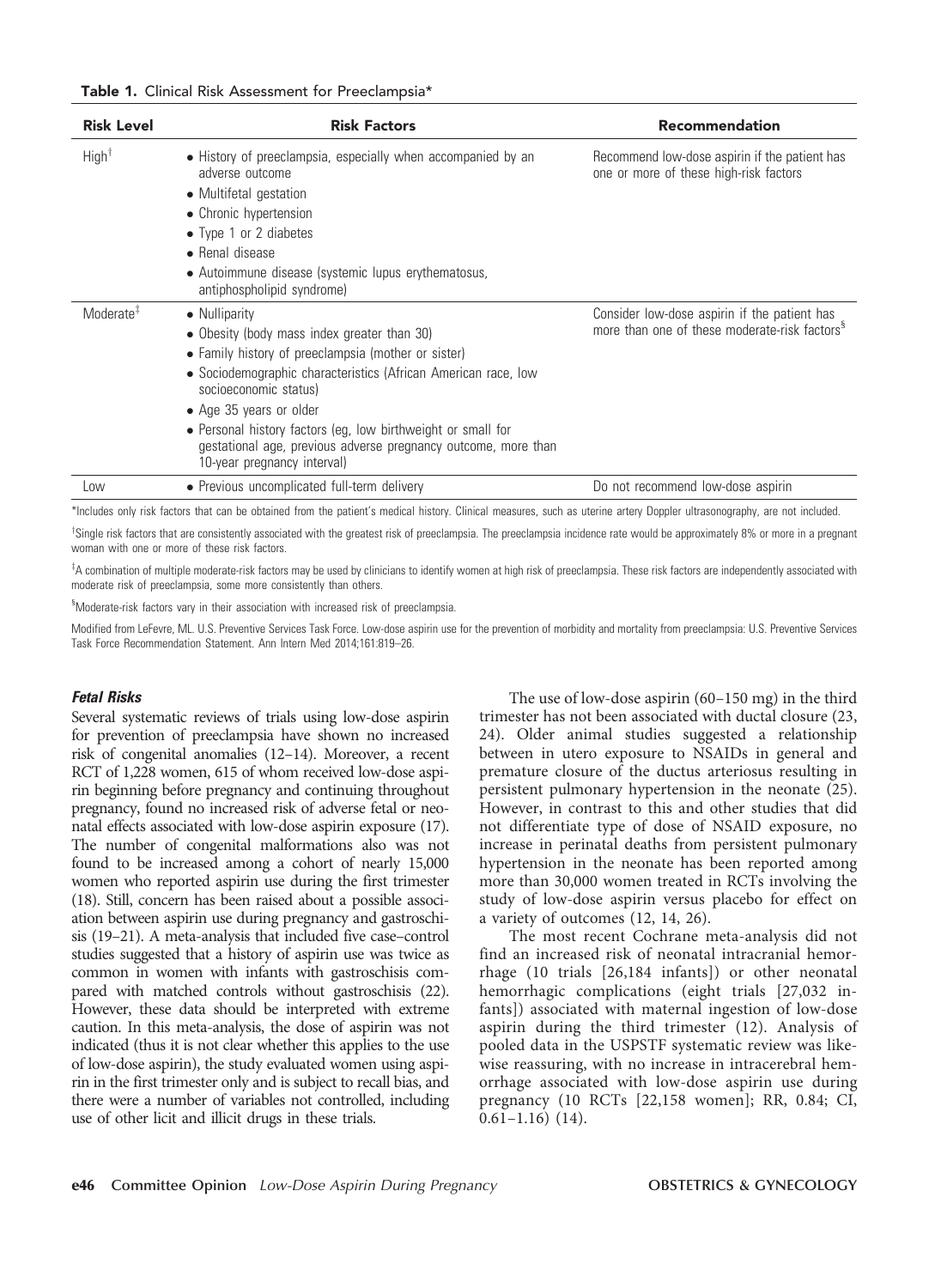**Table 1.** Clinical Risk Assessment for Preeclampsia*

| Risk Level | Risk Factors | Recommendation |
|---|---|---|
| High[†] | • History of preeclampsia, especially when accompanied by an adverse outcome<br>• Multifetal gestation<br>• Chronic hypertension<br>• Type 1 or 2 diabetes<br>• Renal disease<br>• Autoimmune disease (systemic lupus erythematosus, antiphospholipid syndrome) | Recommend low-dose aspirin if the patient has one or more of these high-risk factors |
| Moderate[‡] | • Nulliparity<br>• Obesity (body mass index greater than 30)<br>• Family history of preeclampsia (mother or sister)<br>• Sociodemographic characteristics (African American race, low socioeconomic status)<br>• Age 35 years or older<br>• Personal history factors (eg, low birthweight or small for gestational age, previous adverse pregnancy outcome, more than 10-year pregnancy interval) | Consider low-dose aspirin if the patient has more than one of these moderate-risk factors[§] |
| Low | • Previous uncomplicated full-term delivery | Do not recommend low-dose aspirin |

*Includes only risk factors that can be obtained from the patient's medical history. Clinical measures, such as uterine artery Doppler ultrasonography, are not included.

[†]Single risk factors that are consistently associated with the greatest risk of preeclampsia. The preeclampsia incidence rate would be approximately 8% or more in a pregnant woman with one or more of these risk factors.

[‡]A combination of multiple moderate-risk factors may be used by clinicians to identify women at high risk of preeclampsia. These risk factors are independently associated with moderate risk of preeclampsia, some more consistently than others.

[§]Moderate-risk factors vary in their association with increased risk of preeclampsia.

Modified from LeFevre, ML. U.S. Preventive Services Task Force. Low-dose aspirin use for the prevention of morbidity and mortality from preeclampsia: U.S. Preventive Services Task Force Recommendation Statement. Ann Intern Med 2014;161:819–26.

### *Fetal Risks*

Several systematic reviews of trials using low-dose aspirin for prevention of preeclampsia have shown no increased risk of congenital anomalies (12–14). Moreover, a recent RCT of 1,228 women, 615 of whom received low-dose aspirin beginning before pregnancy and continuing throughout pregnancy, found no increased risk of adverse fetal or neonatal effects associated with low-dose aspirin exposure (17). The number of congenital malformations also was not found to be increased among a cohort of nearly 15,000 women who reported aspirin use during the first trimester (18). Still, concern has been raised about a possible association between aspirin use during pregnancy and gastroschisis (19–21). A meta-analysis that included five case–control studies suggested that a history of aspirin use was twice as common in women with infants with gastroschisis compared with matched controls without gastroschisis (22). However, these data should be interpreted with extreme caution. In this meta-analysis, the dose of aspirin was not indicated (thus it is not clear whether this applies to the use of low-dose aspirin), the study evaluated women using aspirin in the first trimester only and is subject to recall bias, and there were a number of variables not controlled, including use of other licit and illicit drugs in these trials.

The use of low-dose aspirin (60–150 mg) in the third trimester has not been associated with ductal closure (23, 24). Older animal studies suggested a relationship between in utero exposure to NSAIDs in general and premature closure of the ductus arteriosus resulting in persistent pulmonary hypertension in the neonate (25). However, in contrast to this and other studies that did not differentiate type of dose of NSAID exposure, no increase in perinatal deaths from persistent pulmonary hypertension in the neonate has been reported among more than 30,000 women treated in RCTs involving the study of low-dose aspirin versus placebo for effect on a variety of outcomes (12, 14, 26).

The most recent Cochrane meta-analysis did not find an increased risk of neonatal intracranial hemorrhage (10 trials [26,184 infants]) or other neonatal hemorrhagic complications (eight trials [27,032 infants]) associated with maternal ingestion of low-dose aspirin during the third trimester (12). Analysis of pooled data in the USPSTF systematic review was likewise reassuring, with no increase in intracerebral hemorrhage associated with low-dose aspirin use during pregnancy (10 RCTs [22,158 women]; RR, 0.84; CI, 0.61–1.16) (14).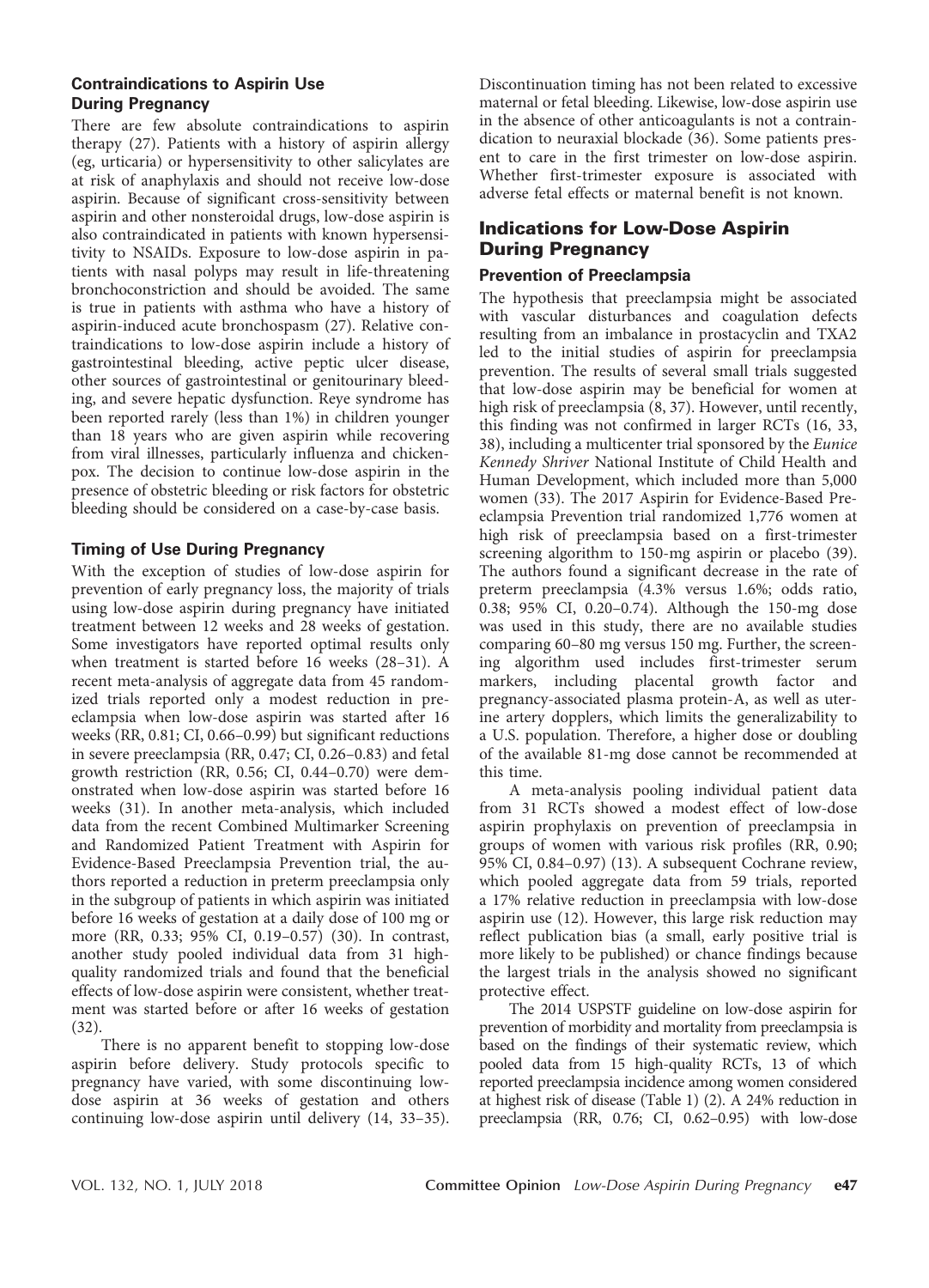### Contraindications to Aspirin Use During Pregnancy

There are few absolute contraindications to aspirin therapy (27). Patients with a history of aspirin allergy (eg, urticaria) or hypersensitivity to other salicylates are at risk of anaphylaxis and should not receive low-dose aspirin. Because of significant cross-sensitivity between aspirin and other nonsteroidal drugs, low-dose aspirin is also contraindicated in patients with known hypersensitivity to NSAIDs. Exposure to low-dose aspirin in patients with nasal polyps may result in life-threatening bronchoconstriction and should be avoided. The same is true in patients with asthma who have a history of aspirin-induced acute bronchospasm (27). Relative contraindications to low-dose aspirin include a history of gastrointestinal bleeding, active peptic ulcer disease, other sources of gastrointestinal or genitourinary bleeding, and severe hepatic dysfunction. Reye syndrome has been reported rarely (less than 1%) in children younger than 18 years who are given aspirin while recovering from viral illnesses, particularly influenza and chickenpox. The decision to continue low-dose aspirin in the presence of obstetric bleeding or risk factors for obstetric bleeding should be considered on a case-by-case basis.

### Timing of Use During Pregnancy

With the exception of studies of low-dose aspirin for prevention of early pregnancy loss, the majority of trials using low-dose aspirin during pregnancy have initiated treatment between 12 weeks and 28 weeks of gestation. Some investigators have reported optimal results only when treatment is started before 16 weeks (28–31). A recent meta-analysis of aggregate data from 45 randomized trials reported only a modest reduction in preeclampsia when low-dose aspirin was started after 16 weeks (RR, 0.81; CI, 0.66–0.99) but significant reductions in severe preeclampsia (RR, 0.47; CI, 0.26–0.83) and fetal growth restriction (RR, 0.56; CI, 0.44–0.70) were demonstrated when low-dose aspirin was started before 16 weeks (31). In another meta-analysis, which included data from the recent Combined Multimarker Screening and Randomized Patient Treatment with Aspirin for Evidence-Based Preeclampsia Prevention trial, the authors reported a reduction in preterm preeclampsia only in the subgroup of patients in which aspirin was initiated before 16 weeks of gestation at a daily dose of 100 mg or more (RR, 0.33; 95% CI, 0.19–0.57) (30). In contrast, another study pooled individual data from 31 high-quality randomized trials and found that the beneficial effects of low-dose aspirin were consistent, whether treatment was started before or after 16 weeks of gestation (32).

There is no apparent benefit to stopping low-dose aspirin before delivery. Study protocols specific to pregnancy have varied, with some discontinuing low-dose aspirin at 36 weeks of gestation and others continuing low-dose aspirin until delivery (14, 33–35). Discontinuation timing has not been related to excessive maternal or fetal bleeding. Likewise, low-dose aspirin use in the absence of other anticoagulants is not a contraindication to neuraxial blockade (36). Some patients present to care in the first trimester on low-dose aspirin. Whether first-trimester exposure is associated with adverse fetal effects or maternal benefit is not known.

## Indications for Low-Dose Aspirin During Pregnancy

### Prevention of Preeclampsia

The hypothesis that preeclampsia might be associated with vascular disturbances and coagulation defects resulting from an imbalance in prostacyclin and TXA2 led to the initial studies of aspirin for preeclampsia prevention. The results of several small trials suggested that low-dose aspirin may be beneficial for women at high risk of preeclampsia (8, 37). However, until recently, this finding was not confirmed in larger RCTs (16, 33, 38), including a multicenter trial sponsored by the *Eunice Kennedy Shriver* National Institute of Child Health and Human Development, which included more than 5,000 women (33). The 2017 Aspirin for Evidence-Based Preeclampsia Prevention trial randomized 1,776 women at high risk of preeclampsia based on a first-trimester screening algorithm to 150-mg aspirin or placebo (39). The authors found a significant decrease in the rate of preterm preeclampsia (4.3% versus 1.6%; odds ratio, 0.38; 95% CI, 0.20–0.74). Although the 150-mg dose was used in this study, there are no available studies comparing 60–80 mg versus 150 mg. Further, the screening algorithm used includes first-trimester serum markers, including placental growth factor and pregnancy-associated plasma protein-A, as well as uterine artery dopplers, which limits the generalizability to a U.S. population. Therefore, a higher dose or doubling of the available 81-mg dose cannot be recommended at this time.

A meta-analysis pooling individual patient data from 31 RCTs showed a modest effect of low-dose aspirin prophylaxis on prevention of preeclampsia in groups of women with various risk profiles (RR, 0.90; 95% CI, 0.84–0.97) (13). A subsequent Cochrane review, which pooled aggregate data from 59 trials, reported a 17% relative reduction in preeclampsia with low-dose aspirin use (12). However, this large risk reduction may reflect publication bias (a small, early positive trial is more likely to be published) or chance findings because the largest trials in the analysis showed no significant protective effect.

The 2014 USPSTF guideline on low-dose aspirin for prevention of morbidity and mortality from preeclampsia is based on the findings of their systematic review, which pooled data from 15 high-quality RCTs, 13 of which reported preeclampsia incidence among women considered at highest risk of disease (Table 1) (2). A 24% reduction in preeclampsia (RR, 0.76; CI, 0.62–0.95) with low-dose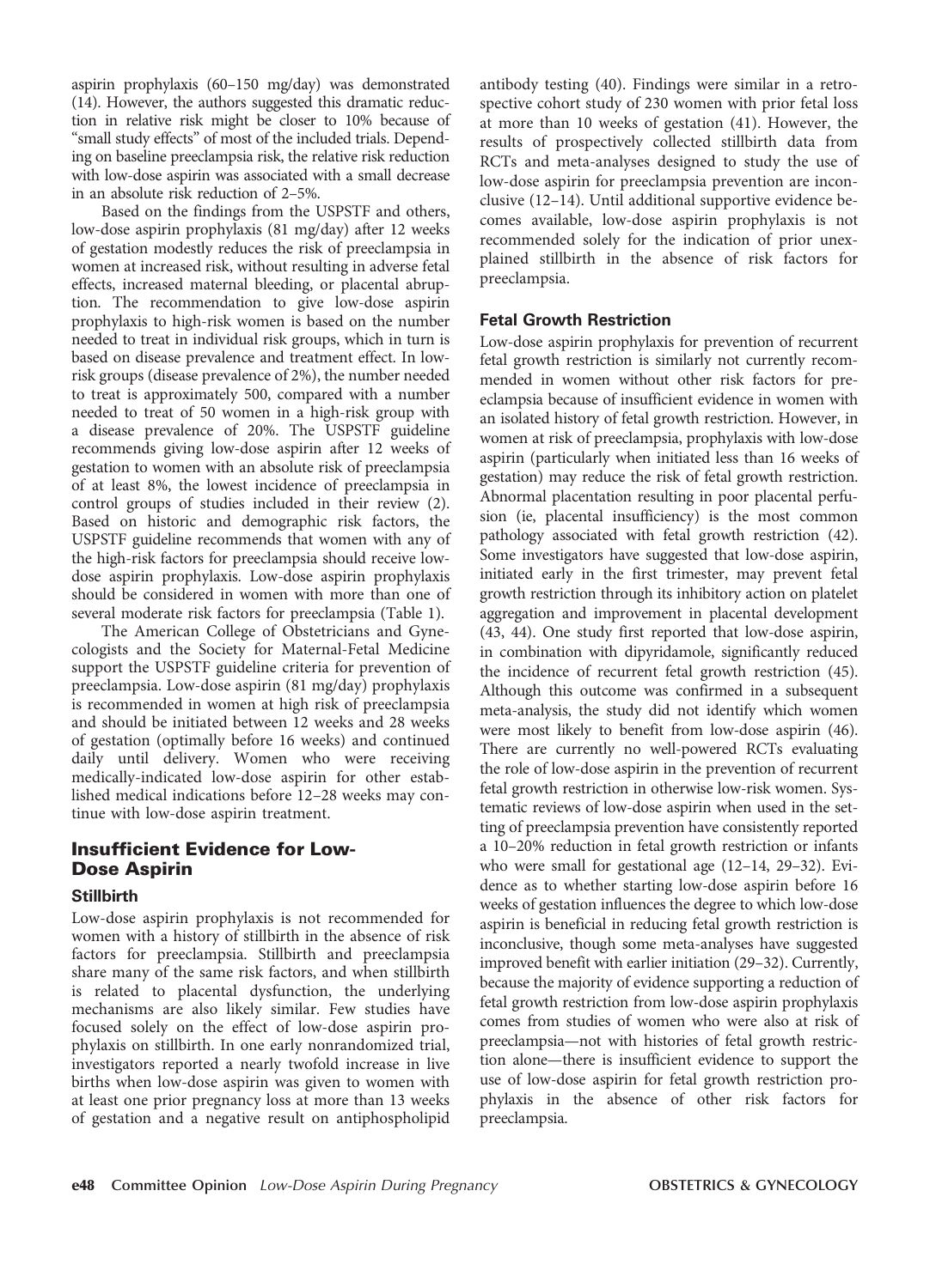aspirin prophylaxis (60–150 mg/day) was demonstrated (14). However, the authors suggested this dramatic reduction in relative risk might be closer to 10% because of "small study effects" of most of the included trials. Depending on baseline preeclampsia risk, the relative risk reduction with low-dose aspirin was associated with a small decrease in an absolute risk reduction of 2–5%.

Based on the findings from the USPSTF and others, low-dose aspirin prophylaxis (81 mg/day) after 12 weeks of gestation modestly reduces the risk of preeclampsia in women at increased risk, without resulting in adverse fetal effects, increased maternal bleeding, or placental abruption. The recommendation to give low-dose aspirin prophylaxis to high-risk women is based on the number needed to treat in individual risk groups, which in turn is based on disease prevalence and treatment effect. In low-risk groups (disease prevalence of 2%), the number needed to treat is approximately 500, compared with a number needed to treat of 50 women in a high-risk group with a disease prevalence of 20%. The USPSTF guideline recommends giving low-dose aspirin after 12 weeks of gestation to women with an absolute risk of preeclampsia of at least 8%, the lowest incidence of preeclampsia in control groups of studies included in their review (2). Based on historic and demographic risk factors, the USPSTF guideline recommends that women with any of the high-risk factors for preeclampsia should receive low-dose aspirin prophylaxis. Low-dose aspirin prophylaxis should be considered in women with more than one of several moderate risk factors for preeclampsia (Table 1).

The American College of Obstetricians and Gynecologists and the Society for Maternal-Fetal Medicine support the USPSTF guideline criteria for prevention of preeclampsia. Low-dose aspirin (81 mg/day) prophylaxis is recommended in women at high risk of preeclampsia and should be initiated between 12 weeks and 28 weeks of gestation (optimally before 16 weeks) and continued daily until delivery. Women who were receiving medically-indicated low-dose aspirin for other established medical indications before 12–28 weeks may continue with low-dose aspirin treatment.

## Insufficient Evidence for Low-Dose Aspirin

### Stillbirth

Low-dose aspirin prophylaxis is not recommended for women with a history of stillbirth in the absence of risk factors for preeclampsia. Stillbirth and preeclampsia share many of the same risk factors, and when stillbirth is related to placental dysfunction, the underlying mechanisms are also likely similar. Few studies have focused solely on the effect of low-dose aspirin prophylaxis on stillbirth. In one early nonrandomized trial, investigators reported a nearly twofold increase in live births when low-dose aspirin was given to women with at least one prior pregnancy loss at more than 13 weeks of gestation and a negative result on antiphospholipid antibody testing (40). Findings were similar in a retrospective cohort study of 230 women with prior fetal loss at more than 10 weeks of gestation (41). However, the results of prospectively collected stillbirth data from RCTs and meta-analyses designed to study the use of low-dose aspirin for preeclampsia prevention are inconclusive (12–14). Until additional supportive evidence becomes available, low-dose aspirin prophylaxis is not recommended solely for the indication of prior unexplained stillbirth in the absence of risk factors for preeclampsia.

### Fetal Growth Restriction

Low-dose aspirin prophylaxis for prevention of recurrent fetal growth restriction is similarly not currently recommended in women without other risk factors for preeclampsia because of insufficient evidence in women with an isolated history of fetal growth restriction. However, in women at risk of preeclampsia, prophylaxis with low-dose aspirin (particularly when initiated less than 16 weeks of gestation) may reduce the risk of fetal growth restriction. Abnormal placentation resulting in poor placental perfusion (ie, placental insufficiency) is the most common pathology associated with fetal growth restriction (42). Some investigators have suggested that low-dose aspirin, initiated early in the first trimester, may prevent fetal growth restriction through its inhibitory action on platelet aggregation and improvement in placental development (43, 44). One study first reported that low-dose aspirin, in combination with dipyridamole, significantly reduced the incidence of recurrent fetal growth restriction (45). Although this outcome was confirmed in a subsequent meta-analysis, the study did not identify which women were most likely to benefit from low-dose aspirin (46). There are currently no well-powered RCTs evaluating the role of low-dose aspirin in the prevention of recurrent fetal growth restriction in otherwise low-risk women. Systematic reviews of low-dose aspirin when used in the setting of preeclampsia prevention have consistently reported a 10–20% reduction in fetal growth restriction or infants who were small for gestational age (12–14, 29–32). Evidence as to whether starting low-dose aspirin before 16 weeks of gestation influences the degree to which low-dose aspirin is beneficial in reducing fetal growth restriction is inconclusive, though some meta-analyses have suggested improved benefit with earlier initiation (29–32). Currently, because the majority of evidence supporting a reduction of fetal growth restriction from low-dose aspirin prophylaxis comes from studies of women who were also at risk of preeclampsia—not with histories of fetal growth restriction alone—there is insufficient evidence to support the use of low-dose aspirin for fetal growth restriction prophylaxis in the absence of other risk factors for preeclampsia.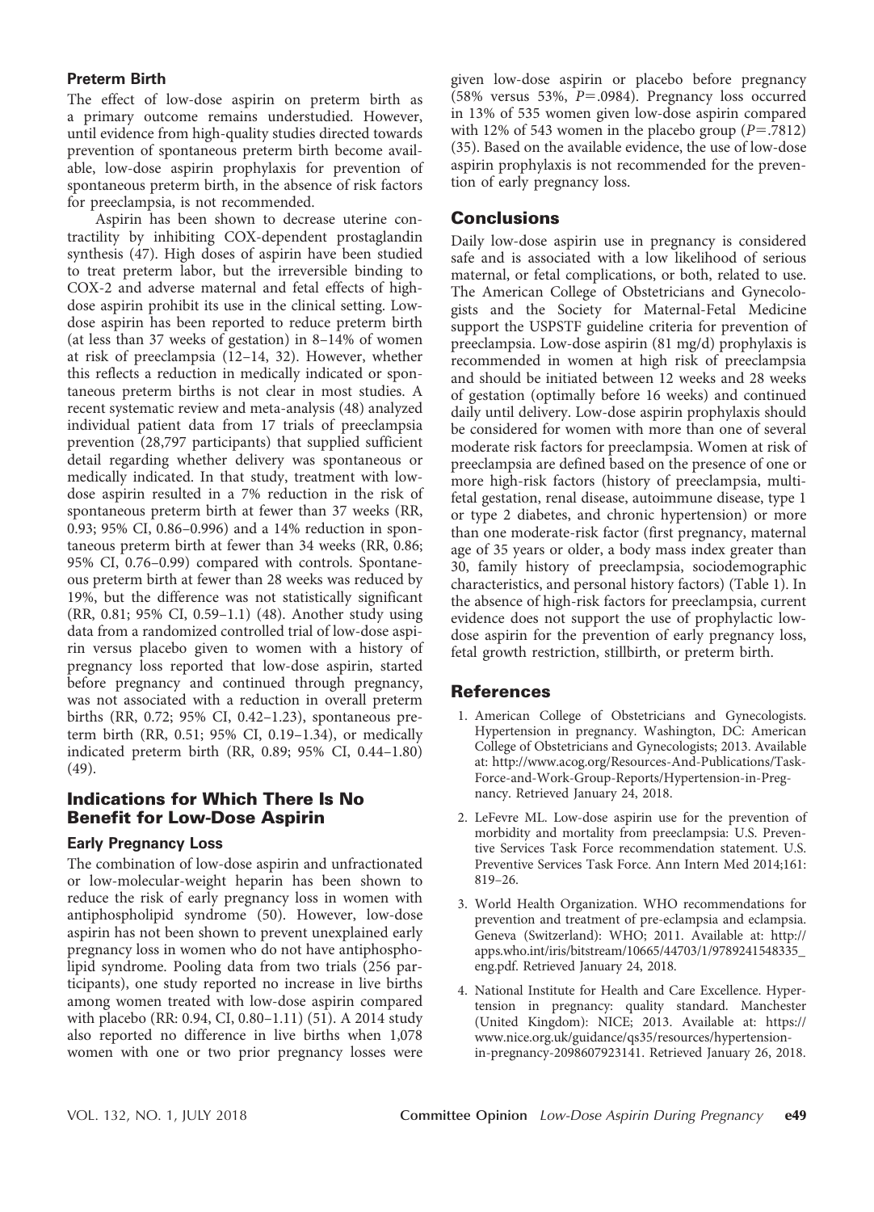### Preterm Birth

The effect of low-dose aspirin on preterm birth as a primary outcome remains understudied. However, until evidence from high-quality studies directed towards prevention of spontaneous preterm birth become available, low-dose aspirin prophylaxis for prevention of spontaneous preterm birth, in the absence of risk factors for preeclampsia, is not recommended.

Aspirin has been shown to decrease uterine contractility by inhibiting COX-dependent prostaglandin synthesis (47). High doses of aspirin have been studied to treat preterm labor, but the irreversible binding to COX-2 and adverse maternal and fetal effects of high-dose aspirin prohibit its use in the clinical setting. Low-dose aspirin has been reported to reduce preterm birth (at less than 37 weeks of gestation) in 8–14% of women at risk of preeclampsia (12–14, 32). However, whether this reflects a reduction in medically indicated or spontaneous preterm births is not clear in most studies. A recent systematic review and meta-analysis (48) analyzed individual patient data from 17 trials of preeclampsia prevention (28,797 participants) that supplied sufficient detail regarding whether delivery was spontaneous or medically indicated. In that study, treatment with low-dose aspirin resulted in a 7% reduction in the risk of spontaneous preterm birth at fewer than 37 weeks (RR, 0.93; 95% CI, 0.86–0.996) and a 14% reduction in spontaneous preterm birth at fewer than 34 weeks (RR, 0.86; 95% CI, 0.76–0.99) compared with controls. Spontaneous preterm birth at fewer than 28 weeks was reduced by 19%, but the difference was not statistically significant (RR, 0.81; 95% CI, 0.59–1.1) (48). Another study using data from a randomized controlled trial of low-dose aspirin versus placebo given to women with a history of pregnancy loss reported that low-dose aspirin, started before pregnancy and continued through pregnancy, was not associated with a reduction in overall preterm births (RR, 0.72; 95% CI, 0.42–1.23), spontaneous preterm birth (RR, 0.51; 95% CI, 0.19–1.34), or medically indicated preterm birth (RR, 0.89; 95% CI, 0.44–1.80) (49).

## Indications for Which There Is No Benefit for Low-Dose Aspirin

### Early Pregnancy Loss

The combination of low-dose aspirin and unfractionated or low-molecular-weight heparin has been shown to reduce the risk of early pregnancy loss in women with antiphospholipid syndrome (50). However, low-dose aspirin has not been shown to prevent unexplained early pregnancy loss in women who do not have antiphospholipid syndrome. Pooling data from two trials (256 participants), one study reported no increase in live births among women treated with low-dose aspirin compared with placebo (RR: 0.94, CI, 0.80–1.11) (51). A 2014 study also reported no difference in live births when 1,078 women with one or two prior pregnancy losses were given low-dose aspirin or placebo before pregnancy (58% versus 53%, $P=.0984$). Pregnancy loss occurred in 13% of 535 women given low-dose aspirin compared with 12% of 543 women in the placebo group ($P=.7812$) (35). Based on the available evidence, the use of low-dose aspirin prophylaxis is not recommended for the prevention of early pregnancy loss.

## Conclusions

Daily low-dose aspirin use in pregnancy is considered safe and is associated with a low likelihood of serious maternal, or fetal complications, or both, related to use. The American College of Obstetricians and Gynecologists and the Society for Maternal-Fetal Medicine support the USPSTF guideline criteria for prevention of preeclampsia. Low-dose aspirin (81 mg/d) prophylaxis is recommended in women at high risk of preeclampsia and should be initiated between 12 weeks and 28 weeks of gestation (optimally before 16 weeks) and continued daily until delivery. Low-dose aspirin prophylaxis should be considered for women with more than one of several moderate risk factors for preeclampsia. Women at risk of preeclampsia are defined based on the presence of one or more high-risk factors (history of preeclampsia, multifetal gestation, renal disease, autoimmune disease, type 1 or type 2 diabetes, and chronic hypertension) or more than one moderate-risk factor (first pregnancy, maternal age of 35 years or older, a body mass index greater than 30, family history of preeclampsia, sociodemographic characteristics, and personal history factors) (Table 1). In the absence of high-risk factors for preeclampsia, current evidence does not support the use of prophylactic low-dose aspirin for the prevention of early pregnancy loss, fetal growth restriction, stillbirth, or preterm birth.

## References

1. American College of Obstetricians and Gynecologists. Hypertension in pregnancy. Washington, DC: American College of Obstetricians and Gynecologists; 2013. Available at: http://www.acog.org/Resources-And-Publications/Task-Force-and-Work-Group-Reports/Hypertension-in-Pregnancy. Retrieved January 24, 2018.
2. LeFevre ML. Low-dose aspirin use for the prevention of morbidity and mortality from preeclampsia: U.S. Preventive Services Task Force recommendation statement. U.S. Preventive Services Task Force. Ann Intern Med 2014;161: 819–26.
3. World Health Organization. WHO recommendations for prevention and treatment of pre-eclampsia and eclampsia. Geneva (Switzerland): WHO; 2011. Available at: http://apps.who.int/iris/bitstream/10665/44703/1/9789241548335_eng.pdf. Retrieved January 24, 2018.
4. National Institute for Health and Care Excellence. Hypertension in pregnancy: quality standard. Manchester (United Kingdom): NICE; 2013. Available at: https://www.nice.org.uk/guidance/qs35/resources/hypertension-in-pregnancy-2098607923141. Retrieved January 26, 2018.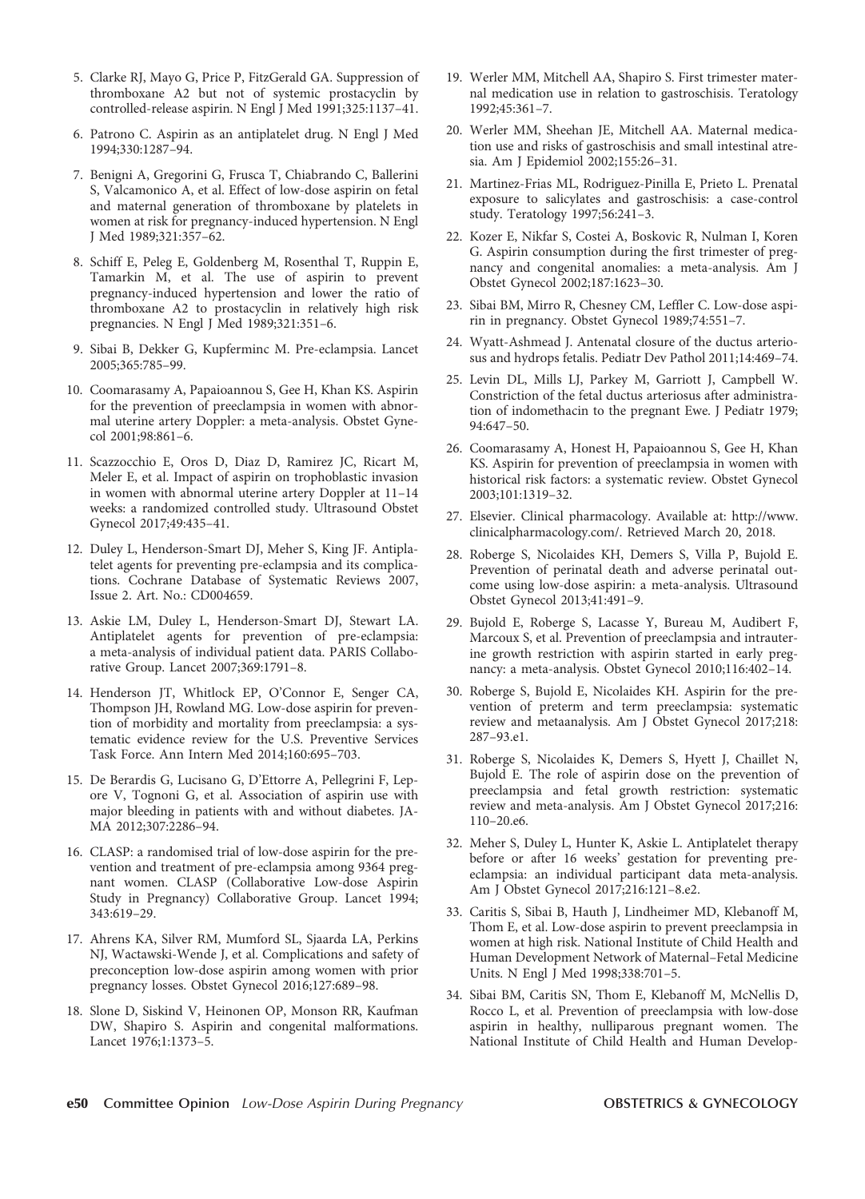5. Clarke RJ, Mayo G, Price P, FitzGerald GA. Suppression of thromboxane A2 but not of systemic prostacyclin by controlled-release aspirin. N Engl J Med 1991;325:1137–41.

6. Patrono C. Aspirin as an antiplatelet drug. N Engl J Med 1994;330:1287–94.

7. Benigni A, Gregorini G, Frusca T, Chiabrando C, Ballerini S, Valcamonico A, et al. Effect of low-dose aspirin on fetal and maternal generation of thromboxane by platelets in women at risk for pregnancy-induced hypertension. N Engl J Med 1989;321:357–62.

8. Schiff E, Peleg E, Goldenberg M, Rosenthal T, Ruppin E, Tamarkin M, et al. The use of aspirin to prevent pregnancy-induced hypertension and lower the ratio of thromboxane A2 to prostacyclin in relatively high risk pregnancies. N Engl J Med 1989;321:351–6.

9. Sibai B, Dekker G, Kupferminc M. Pre-eclampsia. Lancet 2005;365:785–99.

10. Coomarasamy A, Papaioannou S, Gee H, Khan KS. Aspirin for the prevention of preeclampsia in women with abnormal uterine artery Doppler: a meta-analysis. Obstet Gynecol 2001;98:861–6.

11. Scazzocchio E, Oros D, Diaz D, Ramirez JC, Ricart M, Meler E, et al. Impact of aspirin on trophoblastic invasion in women with abnormal uterine artery Doppler at 11–14 weeks: a randomized controlled study. Ultrasound Obstet Gynecol 2017;49:435–41.

12. Duley L, Henderson-Smart DJ, Meher S, King JF. Antiplatelet agents for preventing pre-eclampsia and its complications. Cochrane Database of Systematic Reviews 2007, Issue 2. Art. No.: CD004659.

13. Askie LM, Duley L, Henderson-Smart DJ, Stewart LA. Antiplatelet agents for prevention of pre-eclampsia: a meta-analysis of individual patient data. PARIS Collaborative Group. Lancet 2007;369:1791–8.

14. Henderson JT, Whitlock EP, O'Connor E, Senger CA, Thompson JH, Rowland MG. Low-dose aspirin for prevention of morbidity and mortality from preeclampsia: a systematic evidence review for the U.S. Preventive Services Task Force. Ann Intern Med 2014;160:695–703.

15. De Berardis G, Lucisano G, D'Ettorre A, Pellegrini F, Lepore V, Tognoni G, et al. Association of aspirin use with major bleeding in patients with and without diabetes. JAMA 2012;307:2286–94.

16. CLASP: a randomised trial of low-dose aspirin for the prevention and treatment of pre-eclampsia among 9364 pregnant women. CLASP (Collaborative Low-dose Aspirin Study in Pregnancy) Collaborative Group. Lancet 1994;343:619–29.

17. Ahrens KA, Silver RM, Mumford SL, Sjaarda LA, Perkins NJ, Wactawski-Wende J, et al. Complications and safety of preconception low-dose aspirin among women with prior pregnancy losses. Obstet Gynecol 2016;127:689–98.

18. Slone D, Siskind V, Heinonen OP, Monson RR, Kaufman DW, Shapiro S. Aspirin and congenital malformations. Lancet 1976;1:1373–5.

19. Werler MM, Mitchell AA, Shapiro S. First trimester maternal medication use in relation to gastroschisis. Teratology 1992;45:361–7.

20. Werler MM, Sheehan JE, Mitchell AA. Maternal medication use and risks of gastroschisis and small intestinal atresia. Am J Epidemiol 2002;155:26–31.

21. Martinez-Frias ML, Rodriguez-Pinilla E, Prieto L. Prenatal exposure to salicylates and gastroschisis: a case-control study. Teratology 1997;56:241–3.

22. Kozer E, Nikfar S, Costei A, Boskovic R, Nulman I, Koren G. Aspirin consumption during the first trimester of pregnancy and congenital anomalies: a meta-analysis. Am J Obstet Gynecol 2002;187:1623–30.

23. Sibai BM, Mirro R, Chesney CM, Leffler C. Low-dose aspirin in pregnancy. Obstet Gynecol 1989;74:551–7.

24. Wyatt-Ashmead J. Antenatal closure of the ductus arteriosus and hydrops fetalis. Pediatr Dev Pathol 2011;14:469–74.

25. Levin DL, Mills LJ, Parkey M, Garriott J, Campbell W. Constriction of the fetal ductus arteriosus after administration of indomethacin to the pregnant Ewe. J Pediatr 1979;94:647–50.

26. Coomarasamy A, Honest H, Papaioannou S, Gee H, Khan KS. Aspirin for prevention of preeclampsia in women with historical risk factors: a systematic review. Obstet Gynecol 2003;101:1319–32.

27. Elsevier. Clinical pharmacology. Available at: http://www.clinicalpharmacology.com/. Retrieved March 20, 2018.

28. Roberge S, Nicolaides KH, Demers S, Villa P, Bujold E. Prevention of perinatal death and adverse perinatal outcome using low-dose aspirin: a meta-analysis. Ultrasound Obstet Gynecol 2013;41:491–9.

29. Bujold E, Roberge S, Lacasse Y, Bureau M, Audibert F, Marcoux S, et al. Prevention of preeclampsia and intrauterine growth restriction with aspirin started in early pregnancy: a meta-analysis. Obstet Gynecol 2010;116:402–14.

30. Roberge S, Bujold E, Nicolaides KH. Aspirin for the prevention of preterm and term preeclampsia: systematic review and metaanalysis. Am J Obstet Gynecol 2017;218:287–93.e1.

31. Roberge S, Nicolaides K, Demers S, Hyett J, Chaillet N, Bujold E. The role of aspirin dose on the prevention of preeclampsia and fetal growth restriction: systematic review and meta-analysis. Am J Obstet Gynecol 2017;216:110–20.e6.

32. Meher S, Duley L, Hunter K, Askie L. Antiplatelet therapy before or after 16 weeks' gestation for preventing preeclampsia: an individual participant data meta-analysis. Am J Obstet Gynecol 2017;216:121–8.e2.

33. Caritis S, Sibai B, Hauth J, Lindheimer MD, Klebanoff M, Thom E, et al. Low-dose aspirin to prevent preeclampsia in women at high risk. National Institute of Child Health and Human Development Network of Maternal–Fetal Medicine Units. N Engl J Med 1998;338:701–5.

34. Sibai BM, Caritis SN, Thom E, Klebanoff M, McNellis D, Rocco L, et al. Prevention of preeclampsia with low-dose aspirin in healthy, nulliparous pregnant women. The National Institute of Child Health and Human Develop-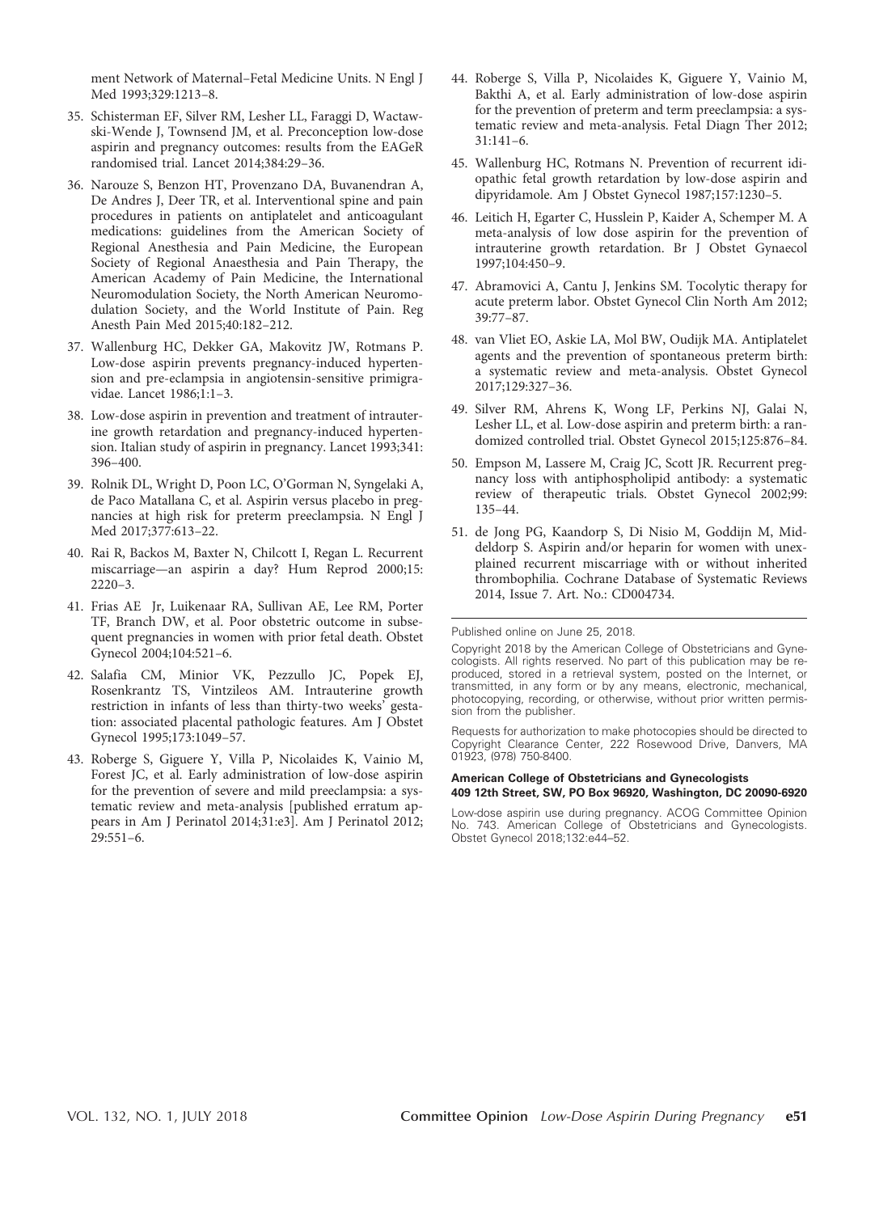ment Network of Maternal–Fetal Medicine Units. N Engl J Med 1993;329:1213–8.

35. Schisterman EF, Silver RM, Lesher LL, Faraggi D, Wactawski-Wende J, Townsend JM, et al. Preconception low-dose aspirin and pregnancy outcomes: results from the EAGeR randomised trial. Lancet 2014;384:29–36.

36. Narouze S, Benzon HT, Provenzano DA, Buvanendran A, De Andres J, Deer TR, et al. Interventional spine and pain procedures in patients on antiplatelet and anticoagulant medications: guidelines from the American Society of Regional Anesthesia and Pain Medicine, the European Society of Regional Anaesthesia and Pain Therapy, the American Academy of Pain Medicine, the International Neuromodulation Society, the North American Neuromodulation Society, and the World Institute of Pain. Reg Anesth Pain Med 2015;40:182–212.

37. Wallenburg HC, Dekker GA, Makovitz JW, Rotmans P. Low-dose aspirin prevents pregnancy-induced hypertension and pre-eclampsia in angiotensin-sensitive primigravidae. Lancet 1986;1:1–3.

38. Low-dose aspirin in prevention and treatment of intrauterine growth retardation and pregnancy-induced hypertension. Italian study of aspirin in pregnancy. Lancet 1993;341:396–400.

39. Rolnik DL, Wright D, Poon LC, O'Gorman N, Syngelaki A, de Paco Matallana C, et al. Aspirin versus placebo in pregnancies at high risk for preterm preeclampsia. N Engl J Med 2017;377:613–22.

40. Rai R, Backos M, Baxter N, Chilcott I, Regan L. Recurrent miscarriage—an aspirin a day? Hum Reprod 2000;15:2220–3.

41. Frias AE Jr, Luikenaar RA, Sullivan AE, Lee RM, Porter TF, Branch DW, et al. Poor obstetric outcome in subsequent pregnancies in women with prior fetal death. Obstet Gynecol 2004;104:521–6.

42. Salafia CM, Minior VK, Pezzullo JC, Popek EJ, Rosenkrantz TS, Vintzileos AM. Intrauterine growth restriction in infants of less than thirty-two weeks' gestation: associated placental pathologic features. Am J Obstet Gynecol 1995;173:1049–57.

43. Roberge S, Giguere Y, Villa P, Nicolaides K, Vainio M, Forest JC, et al. Early administration of low-dose aspirin for the prevention of severe and mild preeclampsia: a systematic review and meta-analysis [published erratum appears in Am J Perinatol 2014;31:e3]. Am J Perinatol 2012;29:551–6.

44. Roberge S, Villa P, Nicolaides K, Giguere Y, Vainio M, Bakthi A, et al. Early administration of low-dose aspirin for the prevention of preterm and term preeclampsia: a systematic review and meta-analysis. Fetal Diagn Ther 2012;31:141–6.

45. Wallenburg HC, Rotmans N. Prevention of recurrent idiopathic fetal growth retardation by low-dose aspirin and dipyridamole. Am J Obstet Gynecol 1987;157:1230–5.

46. Leitich H, Egarter C, Husslein P, Kaider A, Schemper M. A meta-analysis of low dose aspirin for the prevention of intrauterine growth retardation. Br J Obstet Gynaecol 1997;104:450–9.

47. Abramovici A, Cantu J, Jenkins SM. Tocolytic therapy for acute preterm labor. Obstet Gynecol Clin North Am 2012;39:77–87.

48. van Vliet EO, Askie LA, Mol BW, Oudijk MA. Antiplatelet agents and the prevention of spontaneous preterm birth: a systematic review and meta-analysis. Obstet Gynecol 2017;129:327–36.

49. Silver RM, Ahrens K, Wong LF, Perkins NJ, Galai N, Lesher LL, et al. Low-dose aspirin and preterm birth: a randomized controlled trial. Obstet Gynecol 2015;125:876–84.

50. Empson M, Lassere M, Craig JC, Scott JR. Recurrent pregnancy loss with antiphospholipid antibody: a systematic review of therapeutic trials. Obstet Gynecol 2002;99:135–44.

51. de Jong PG, Kaandorp S, Di Nisio M, Goddijn M, Middeldorp S. Aspirin and/or heparin for women with unexplained recurrent miscarriage with or without inherited thrombophilia. Cochrane Database of Systematic Reviews 2014, Issue 7. Art. No.: CD004734.

---

Published online on June 25, 2018.

Copyright 2018 by the American College of Obstetricians and Gynecologists. All rights reserved. No part of this publication may be reproduced, stored in a retrieval system, posted on the Internet, or transmitted, in any form or by any means, electronic, mechanical, photocopying, recording, or otherwise, without prior written permission from the publisher.

Requests for authorization to make photocopies should be directed to Copyright Clearance Center, 222 Rosewood Drive, Danvers, MA 01923, (978) 750-8400.

**American College of Obstetricians and Gynecologists**
**409 12th Street, SW, PO Box 96920, Washington, DC 20090-6920**

Low-dose aspirin use during pregnancy. ACOG Committee Opinion No. 743. American College of Obstetricians and Gynecologists. Obstet Gynecol 2018;132:e44–52.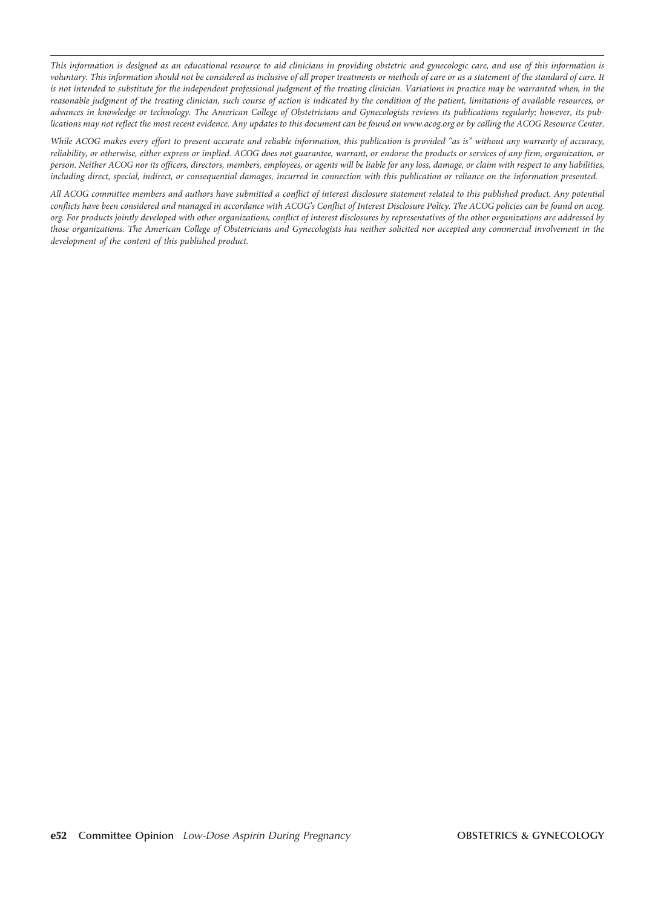*This information is designed as an educational resource to aid clinicians in providing obstetric and gynecologic care, and use of this information is voluntary. This information should not be considered as inclusive of all proper treatments or methods of care or as a statement of the standard of care. It is not intended to substitute for the independent professional judgment of the treating clinician. Variations in practice may be warranted when, in the reasonable judgment of the treating clinician, such course of action is indicated by the condition of the patient, limitations of available resources, or advances in knowledge or technology. The American College of Obstetricians and Gynecologists reviews its publications regularly; however, its publications may not reflect the most recent evidence. Any updates to this document can be found on www.acog.org or by calling the ACOG Resource Center.*

*While ACOG makes every effort to present accurate and reliable information, this publication is provided "as is" without any warranty of accuracy, reliability, or otherwise, either express or implied. ACOG does not guarantee, warrant, or endorse the products or services of any firm, organization, or person. Neither ACOG nor its officers, directors, members, employees, or agents will be liable for any loss, damage, or claim with respect to any liabilities, including direct, special, indirect, or consequential damages, incurred in connection with this publication or reliance on the information presented.*

*All ACOG committee members and authors have submitted a conflict of interest disclosure statement related to this published product. Any potential conflicts have been considered and managed in accordance with ACOG's Conflict of Interest Disclosure Policy. The ACOG policies can be found on acog.org. For products jointly developed with other organizations, conflict of interest disclosures by representatives of the other organizations are addressed by those organizations. The American College of Obstetricians and Gynecologists has neither solicited nor accepted any commercial involvement in the development of the content of this published product.*